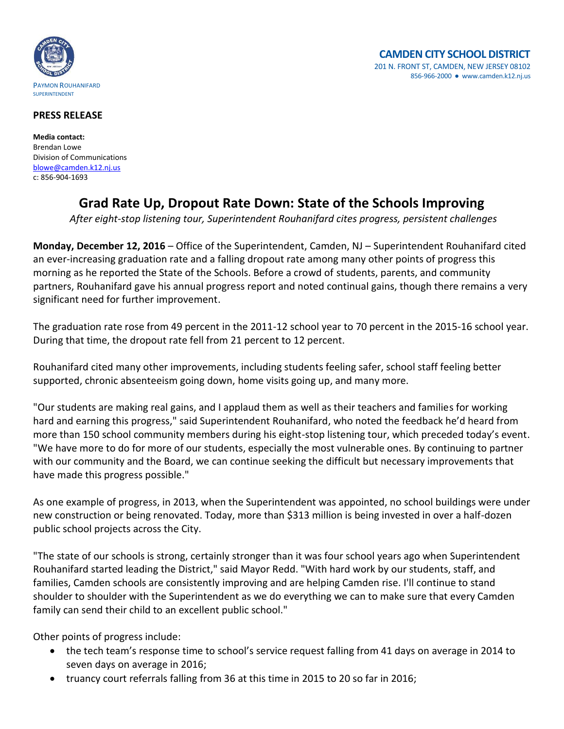PAYMON ROUHANIFARD
SUPERINTENDENT

**CAMDEN CITY SCHOOL DISTRICT**
201 N. FRONT ST, CAMDEN, NEW JERSEY 08102
856-966-2000 ● www.camden.k12.nj.us

**PRESS RELEASE**

**Media contact:**
Brendan Lowe
Division of Communications
blowe@camden.k12.nj.us
c: 856-904-1693

# Grad Rate Up, Dropout Rate Down: State of the Schools Improving

*After eight-stop listening tour, Superintendent Rouhanifard cites progress, persistent challenges*

**Monday, December 12, 2016** – Office of the Superintendent, Camden, NJ – Superintendent Rouhanifard cited an ever-increasing graduation rate and a falling dropout rate among many other points of progress this morning as he reported the State of the Schools. Before a crowd of students, parents, and community partners, Rouhanifard gave his annual progress report and noted continual gains, though there remains a very significant need for further improvement.

The graduation rate rose from 49 percent in the 2011-12 school year to 70 percent in the 2015-16 school year. During that time, the dropout rate fell from 21 percent to 12 percent.

Rouhanifard cited many other improvements, including students feeling safer, school staff feeling better supported, chronic absenteeism going down, home visits going up, and many more.

"Our students are making real gains, and I applaud them as well as their teachers and families for working hard and earning this progress," said Superintendent Rouhanifard, who noted the feedback he'd heard from more than 150 school community members during his eight-stop listening tour, which preceded today's event. "We have more to do for more of our students, especially the most vulnerable ones. By continuing to partner with our community and the Board, we can continue seeking the difficult but necessary improvements that have made this progress possible."

As one example of progress, in 2013, when the Superintendent was appointed, no school buildings were under new construction or being renovated. Today, more than $313 million is being invested in over a half-dozen public school projects across the City.

"The state of our schools is strong, certainly stronger than it was four school years ago when Superintendent Rouhanifard started leading the District," said Mayor Redd. "With hard work by our students, staff, and families, Camden schools are consistently improving and are helping Camden rise. I'll continue to stand shoulder to shoulder with the Superintendent as we do everything we can to make sure that every Camden family can send their child to an excellent public school."

Other points of progress include:

- the tech team's response time to school's service request falling from 41 days on average in 2014 to seven days on average in 2016;
- truancy court referrals falling from 36 at this time in 2015 to 20 so far in 2016;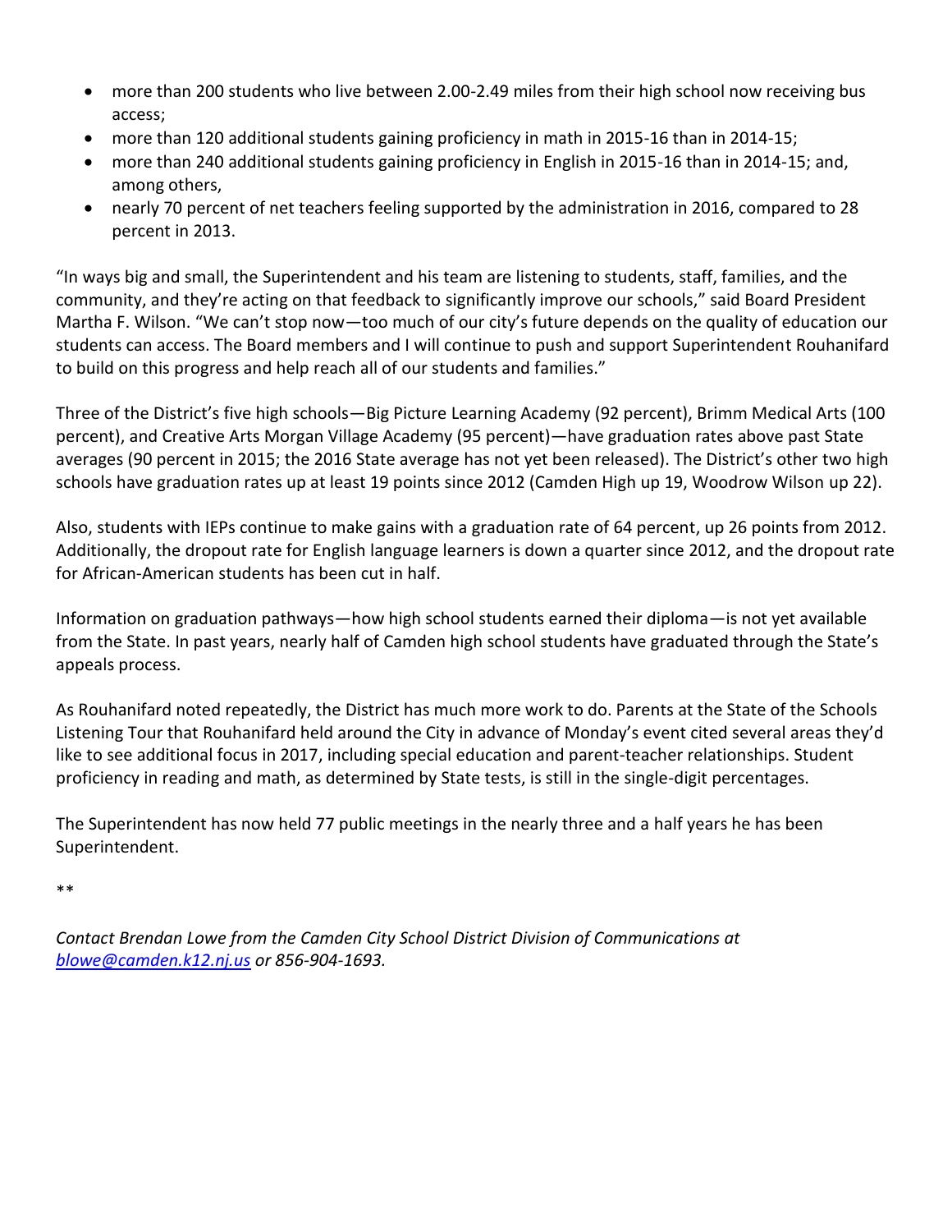- more than 200 students who live between 2.00-2.49 miles from their high school now receiving bus access;
- more than 120 additional students gaining proficiency in math in 2015-16 than in 2014-15;
- more than 240 additional students gaining proficiency in English in 2015-16 than in 2014-15; and, among others,
- nearly 70 percent of net teachers feeling supported by the administration in 2016, compared to 28 percent in 2013.

"In ways big and small, the Superintendent and his team are listening to students, staff, families, and the community, and they're acting on that feedback to significantly improve our schools," said Board President Martha F. Wilson. "We can't stop now—too much of our city's future depends on the quality of education our students can access. The Board members and I will continue to push and support Superintendent Rouhanifard to build on this progress and help reach all of our students and families."

Three of the District's five high schools—Big Picture Learning Academy (92 percent), Brimm Medical Arts (100 percent), and Creative Arts Morgan Village Academy (95 percent)—have graduation rates above past State averages (90 percent in 2015; the 2016 State average has not yet been released). The District's other two high schools have graduation rates up at least 19 points since 2012 (Camden High up 19, Woodrow Wilson up 22).

Also, students with IEPs continue to make gains with a graduation rate of 64 percent, up 26 points from 2012. Additionally, the dropout rate for English language learners is down a quarter since 2012, and the dropout rate for African-American students has been cut in half.

Information on graduation pathways—how high school students earned their diploma—is not yet available from the State. In past years, nearly half of Camden high school students have graduated through the State's appeals process.

As Rouhanifard noted repeatedly, the District has much more work to do. Parents at the State of the Schools Listening Tour that Rouhanifard held around the City in advance of Monday's event cited several areas they'd like to see additional focus in 2017, including special education and parent-teacher relationships. Student proficiency in reading and math, as determined by State tests, is still in the single-digit percentages.

The Superintendent has now held 77 public meetings in the nearly three and a half years he has been Superintendent.

**

*Contact Brendan Lowe from the Camden City School District Division of Communications at [blowe@camden.k12.nj.us](mailto:blowe@camden.k12.nj.us) or 856-904-1693.*